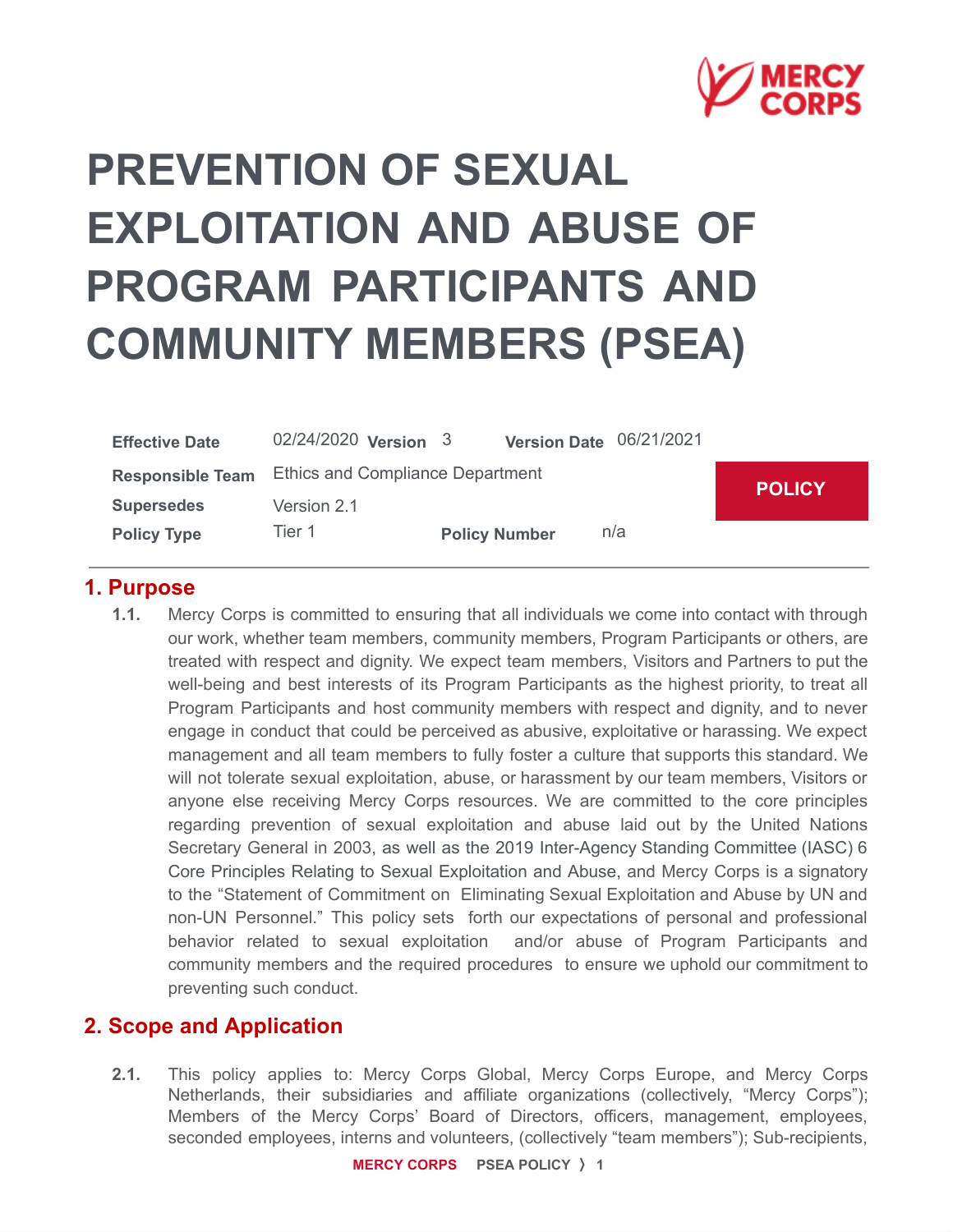# PREVENTION OF SEXUAL EXPLOITATION AND ABUSE OF PROGRAM PARTICIPANTS AND COMMUNITY MEMBERS (PSEA)

| | | | | | |
|---|---|---|---|---|---|
| **Effective Date** | 02/24/2020 | **Version** | 3 | **Version Date** | 06/21/2021 |
| **Responsible Team** | Ethics and Compliance Department | | | | |
| **Supersedes** | Version 2.1 | | | | |
| **Policy Type** | Tier 1 | **Policy Number** | n/a | | |

**POLICY**

## 1. Purpose

**1.1.** Mercy Corps is committed to ensuring that all individuals we come into contact with through our work, whether team members, community members, Program Participants or others, are treated with respect and dignity. We expect team members, Visitors and Partners to put the well-being and best interests of its Program Participants as the highest priority, to treat all Program Participants and host community members with respect and dignity, and to never engage in conduct that could be perceived as abusive, exploitative or harassing. We expect management and all team members to fully foster a culture that supports this standard. We will not tolerate sexual exploitation, abuse, or harassment by our team members, Visitors or anyone else receiving Mercy Corps resources. We are committed to the core principles regarding prevention of sexual exploitation and abuse laid out by the United Nations Secretary General in 2003, as well as the 2019 Inter-Agency Standing Committee (IASC) 6 Core Principles Relating to Sexual Exploitation and Abuse, and Mercy Corps is a signatory to the "Statement of Commitment on Eliminating Sexual Exploitation and Abuse by UN and non-UN Personnel." This policy sets forth our expectations of personal and professional behavior related to sexual exploitation and/or abuse of Program Participants and community members and the required procedures to ensure we uphold our commitment to preventing such conduct.

## 2. Scope and Application

**2.1.** This policy applies to: Mercy Corps Global, Mercy Corps Europe, and Mercy Corps Netherlands, their subsidiaries and affiliate organizations (collectively, "Mercy Corps"); Members of the Mercy Corps' Board of Directors, officers, management, employees, seconded employees, interns and volunteers, (collectively "team members"); Sub-recipients,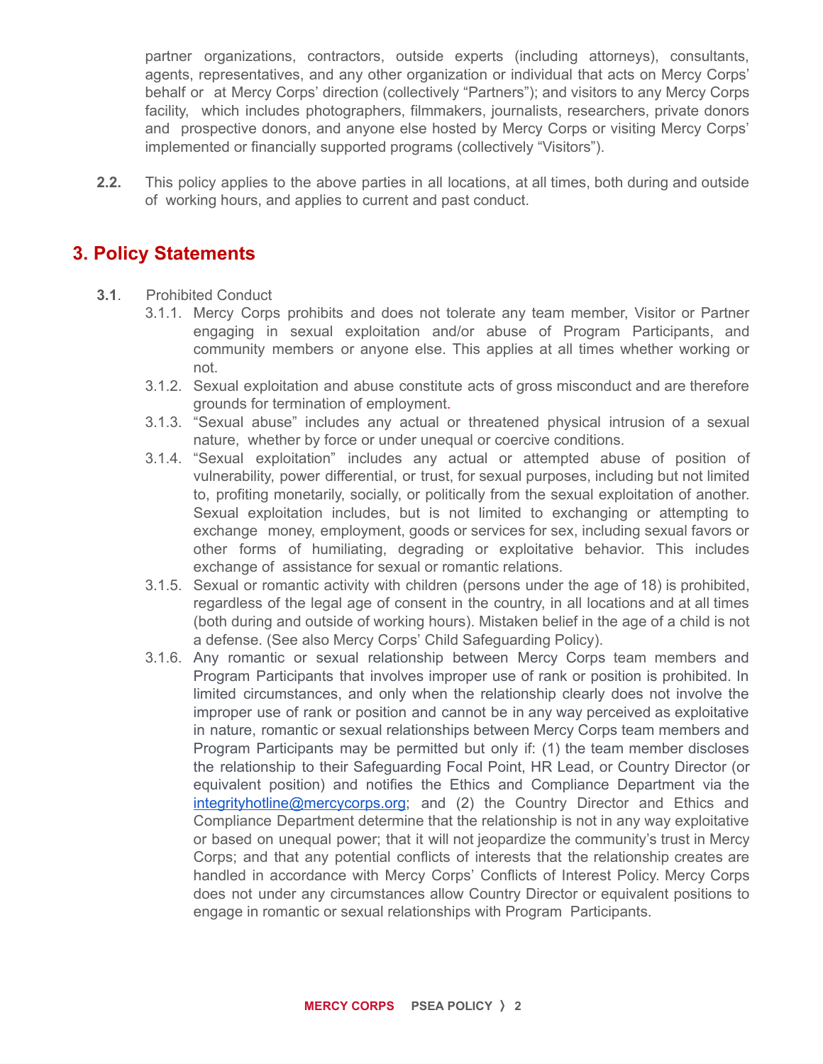partner organizations, contractors, outside experts (including attorneys), consultants, agents, representatives, and any other organization or individual that acts on Mercy Corps' behalf or at Mercy Corps' direction (collectively "Partners"); and visitors to any Mercy Corps facility, which includes photographers, filmmakers, journalists, researchers, private donors and prospective donors, and anyone else hosted by Mercy Corps or visiting Mercy Corps' implemented or financially supported programs (collectively "Visitors").

**2.2.** This policy applies to the above parties in all locations, at all times, both during and outside of working hours, and applies to current and past conduct.

## 3. Policy Statements

**3.1**. Prohibited Conduct

- 3.1.1. Mercy Corps prohibits and does not tolerate any team member, Visitor or Partner engaging in sexual exploitation and/or abuse of Program Participants, and community members or anyone else. This applies at all times whether working or not.
- 3.1.2. Sexual exploitation and abuse constitute acts of gross misconduct and are therefore grounds for termination of employment.
- 3.1.3. "Sexual abuse" includes any actual or threatened physical intrusion of a sexual nature, whether by force or under unequal or coercive conditions.
- 3.1.4. "Sexual exploitation" includes any actual or attempted abuse of position of vulnerability, power differential, or trust, for sexual purposes, including but not limited to, profiting monetarily, socially, or politically from the sexual exploitation of another. Sexual exploitation includes, but is not limited to exchanging or attempting to exchange money, employment, goods or services for sex, including sexual favors or other forms of humiliating, degrading or exploitative behavior. This includes exchange of assistance for sexual or romantic relations.
- 3.1.5. Sexual or romantic activity with children (persons under the age of 18) is prohibited, regardless of the legal age of consent in the country, in all locations and at all times (both during and outside of working hours). Mistaken belief in the age of a child is not a defense. (See also Mercy Corps' Child Safeguarding Policy).
- 3.1.6. Any romantic or sexual relationship between Mercy Corps team members and Program Participants that involves improper use of rank or position is prohibited. In limited circumstances, and only when the relationship clearly does not involve the improper use of rank or position and cannot be in any way perceived as exploitative in nature, romantic or sexual relationships between Mercy Corps team members and Program Participants may be permitted but only if: (1) the team member discloses the relationship to their Safeguarding Focal Point, HR Lead, or Country Director (or equivalent position) and notifies the Ethics and Compliance Department via the integrityhotline@mercycorps.org; and (2) the Country Director and Ethics and Compliance Department determine that the relationship is not in any way exploitative or based on unequal power; that it will not jeopardize the community's trust in Mercy Corps; and that any potential conflicts of interests that the relationship creates are handled in accordance with Mercy Corps' Conflicts of Interest Policy. Mercy Corps does not under any circumstances allow Country Director or equivalent positions to engage in romantic or sexual relationships with Program Participants.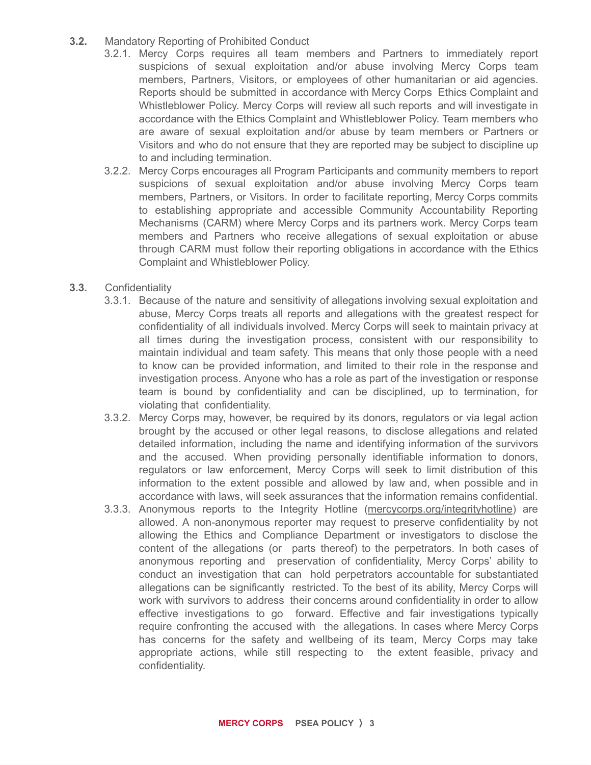**3.2.** Mandatory Reporting of Prohibited Conduct

3.2.1. Mercy Corps requires all team members and Partners to immediately report suspicions of sexual exploitation and/or abuse involving Mercy Corps team members, Partners, Visitors, or employees of other humanitarian or aid agencies. Reports should be submitted in accordance with Mercy Corps Ethics Complaint and Whistleblower Policy. Mercy Corps will review all such reports and will investigate in accordance with the Ethics Complaint and Whistleblower Policy. Team members who are aware of sexual exploitation and/or abuse by team members or Partners or Visitors and who do not ensure that they are reported may be subject to discipline up to and including termination.

3.2.2. Mercy Corps encourages all Program Participants and community members to report suspicions of sexual exploitation and/or abuse involving Mercy Corps team members, Partners, or Visitors. In order to facilitate reporting, Mercy Corps commits to establishing appropriate and accessible Community Accountability Reporting Mechanisms (CARM) where Mercy Corps and its partners work. Mercy Corps team members and Partners who receive allegations of sexual exploitation or abuse through CARM must follow their reporting obligations in accordance with the Ethics Complaint and Whistleblower Policy.

**3.3.** Confidentiality

3.3.1. Because of the nature and sensitivity of allegations involving sexual exploitation and abuse, Mercy Corps treats all reports and allegations with the greatest respect for confidentiality of all individuals involved. Mercy Corps will seek to maintain privacy at all times during the investigation process, consistent with our responsibility to maintain individual and team safety. This means that only those people with a need to know can be provided information, and limited to their role in the response and investigation process. Anyone who has a role as part of the investigation or response team is bound by confidentiality and can be disciplined, up to termination, for violating that confidentiality.

3.3.2. Mercy Corps may, however, be required by its donors, regulators or via legal action brought by the accused or other legal reasons, to disclose allegations and related detailed information, including the name and identifying information of the survivors and the accused. When providing personally identifiable information to donors, regulators or law enforcement, Mercy Corps will seek to limit distribution of this information to the extent possible and allowed by law and, when possible and in accordance with laws, will seek assurances that the information remains confidential.

3.3.3. Anonymous reports to the Integrity Hotline (mercycorps.org/integrityhotline) are allowed. A non-anonymous reporter may request to preserve confidentiality by not allowing the Ethics and Compliance Department or investigators to disclose the content of the allegations (or parts thereof) to the perpetrators. In both cases of anonymous reporting and preservation of confidentiality, Mercy Corps' ability to conduct an investigation that can hold perpetrators accountable for substantiated allegations can be significantly restricted. To the best of its ability, Mercy Corps will work with survivors to address their concerns around confidentiality in order to allow effective investigations to go forward. Effective and fair investigations typically require confronting the accused with the allegations. In cases where Mercy Corps has concerns for the safety and wellbeing of its team, Mercy Corps may take appropriate actions, while still respecting to the extent feasible, privacy and confidentiality.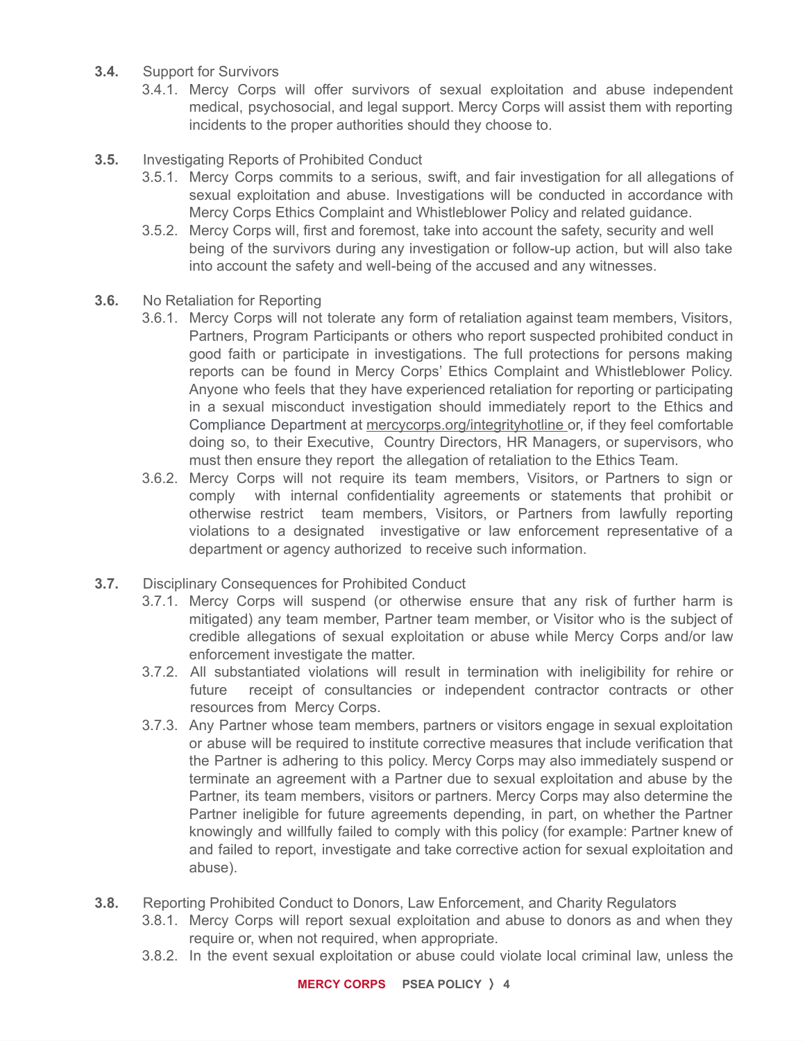**3.4.** Support for Survivors

3.4.1. Mercy Corps will offer survivors of sexual exploitation and abuse independent medical, psychosocial, and legal support. Mercy Corps will assist them with reporting incidents to the proper authorities should they choose to.

**3.5.** Investigating Reports of Prohibited Conduct

3.5.1. Mercy Corps commits to a serious, swift, and fair investigation for all allegations of sexual exploitation and abuse. Investigations will be conducted in accordance with Mercy Corps Ethics Complaint and Whistleblower Policy and related guidance.

3.5.2. Mercy Corps will, first and foremost, take into account the safety, security and well being of the survivors during any investigation or follow-up action, but will also take into account the safety and well-being of the accused and any witnesses.

**3.6.** No Retaliation for Reporting

3.6.1. Mercy Corps will not tolerate any form of retaliation against team members, Visitors, Partners, Program Participants or others who report suspected prohibited conduct in good faith or participate in investigations. The full protections for persons making reports can be found in Mercy Corps' Ethics Complaint and Whistleblower Policy. Anyone who feels that they have experienced retaliation for reporting or participating in a sexual misconduct investigation should immediately report to the Ethics and Compliance Department at mercycorps.org/integrityhotline or, if they feel comfortable doing so, to their Executive, Country Directors, HR Managers, or supervisors, who must then ensure they report the allegation of retaliation to the Ethics Team.

3.6.2. Mercy Corps will not require its team members, Visitors, or Partners to sign or comply with internal confidentiality agreements or statements that prohibit or otherwise restrict team members, Visitors, or Partners from lawfully reporting violations to a designated investigative or law enforcement representative of a department or agency authorized to receive such information.

**3.7.** Disciplinary Consequences for Prohibited Conduct

3.7.1. Mercy Corps will suspend (or otherwise ensure that any risk of further harm is mitigated) any team member, Partner team member, or Visitor who is the subject of credible allegations of sexual exploitation or abuse while Mercy Corps and/or law enforcement investigate the matter.

3.7.2. All substantiated violations will result in termination with ineligibility for rehire or future receipt of consultancies or independent contractor contracts or other resources from Mercy Corps.

3.7.3. Any Partner whose team members, partners or visitors engage in sexual exploitation or abuse will be required to institute corrective measures that include verification that the Partner is adhering to this policy. Mercy Corps may also immediately suspend or terminate an agreement with a Partner due to sexual exploitation and abuse by the Partner, its team members, visitors or partners. Mercy Corps may also determine the Partner ineligible for future agreements depending, in part, on whether the Partner knowingly and willfully failed to comply with this policy (for example: Partner knew of and failed to report, investigate and take corrective action for sexual exploitation and abuse).

**3.8.** Reporting Prohibited Conduct to Donors, Law Enforcement, and Charity Regulators

3.8.1. Mercy Corps will report sexual exploitation and abuse to donors as and when they require or, when not required, when appropriate.

3.8.2. In the event sexual exploitation or abuse could violate local criminal law, unless the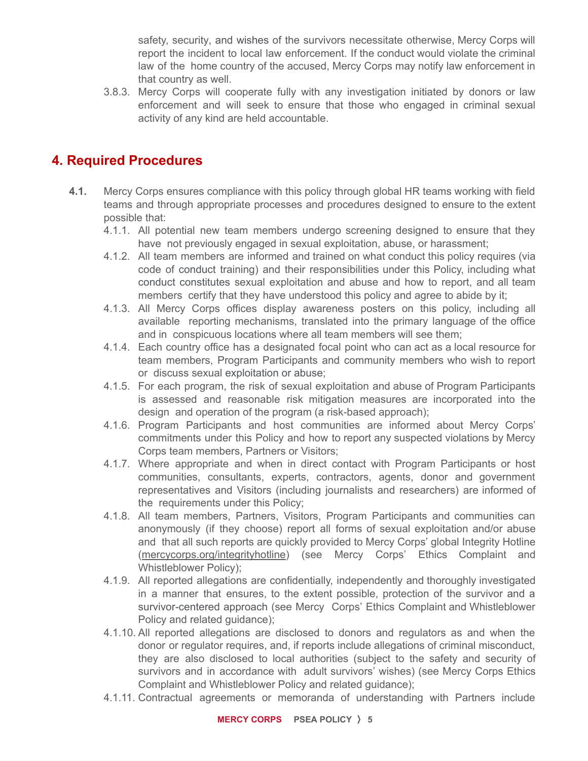safety, security, and wishes of the survivors necessitate otherwise, Mercy Corps will report the incident to local law enforcement. If the conduct would violate the criminal law of the home country of the accused, Mercy Corps may notify law enforcement in that country as well.

3.8.3. Mercy Corps will cooperate fully with any investigation initiated by donors or law enforcement and will seek to ensure that those who engaged in criminal sexual activity of any kind are held accountable.

## 4. Required Procedures

**4.1.** Mercy Corps ensures compliance with this policy through global HR teams working with field teams and through appropriate processes and procedures designed to ensure to the extent possible that:

4.1.1. All potential new team members undergo screening designed to ensure that they have not previously engaged in sexual exploitation, abuse, or harassment;

4.1.2. All team members are informed and trained on what conduct this policy requires (via code of conduct training) and their responsibilities under this Policy, including what conduct constitutes sexual exploitation and abuse and how to report, and all team members certify that they have understood this policy and agree to abide by it;

4.1.3. All Mercy Corps offices display awareness posters on this policy, including all available reporting mechanisms, translated into the primary language of the office and in conspicuous locations where all team members will see them;

4.1.4. Each country office has a designated focal point who can act as a local resource for team members, Program Participants and community members who wish to report or discuss sexual exploitation or abuse;

4.1.5. For each program, the risk of sexual exploitation and abuse of Program Participants is assessed and reasonable risk mitigation measures are incorporated into the design and operation of the program (a risk-based approach);

4.1.6. Program Participants and host communities are informed about Mercy Corps' commitments under this Policy and how to report any suspected violations by Mercy Corps team members, Partners or Visitors;

4.1.7. Where appropriate and when in direct contact with Program Participants or host communities, consultants, experts, contractors, agents, donor and government representatives and Visitors (including journalists and researchers) are informed of the requirements under this Policy;

4.1.8. All team members, Partners, Visitors, Program Participants and communities can anonymously (if they choose) report all forms of sexual exploitation and/or abuse and that all such reports are quickly provided to Mercy Corps' global Integrity Hotline (mercycorps.org/integrityhotline) (see Mercy Corps' Ethics Complaint and Whistleblower Policy);

4.1.9. All reported allegations are confidentially, independently and thoroughly investigated in a manner that ensures, to the extent possible, protection of the survivor and a survivor-centered approach (see Mercy Corps' Ethics Complaint and Whistleblower Policy and related guidance);

4.1.10. All reported allegations are disclosed to donors and regulators as and when the donor or regulator requires, and, if reports include allegations of criminal misconduct, they are also disclosed to local authorities (subject to the safety and security of survivors and in accordance with adult survivors' wishes) (see Mercy Corps Ethics Complaint and Whistleblower Policy and related guidance);

4.1.11. Contractual agreements or memoranda of understanding with Partners include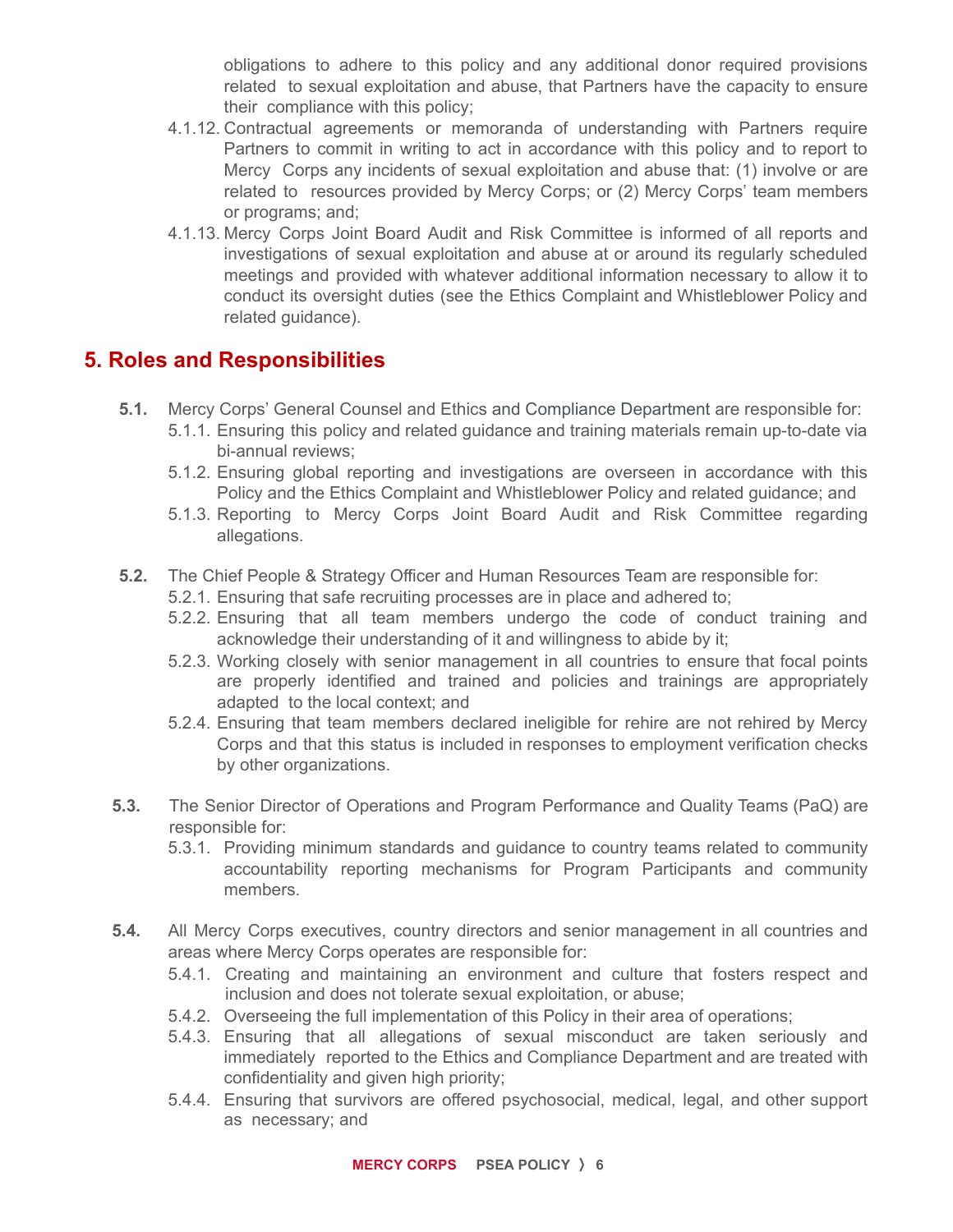obligations to adhere to this policy and any additional donor required provisions related to sexual exploitation and abuse, that Partners have the capacity to ensure their compliance with this policy;

4.1.12. Contractual agreements or memoranda of understanding with Partners require Partners to commit in writing to act in accordance with this policy and to report to Mercy Corps any incidents of sexual exploitation and abuse that: (1) involve or are related to resources provided by Mercy Corps; or (2) Mercy Corps' team members or programs; and;

4.1.13. Mercy Corps Joint Board Audit and Risk Committee is informed of all reports and investigations of sexual exploitation and abuse at or around its regularly scheduled meetings and provided with whatever additional information necessary to allow it to conduct its oversight duties (see the Ethics Complaint and Whistleblower Policy and related guidance).

## 5. Roles and Responsibilities

**5.1.** Mercy Corps' General Counsel and Ethics and Compliance Department are responsible for:

5.1.1. Ensuring this policy and related guidance and training materials remain up-to-date via bi-annual reviews;

5.1.2. Ensuring global reporting and investigations are overseen in accordance with this Policy and the Ethics Complaint and Whistleblower Policy and related guidance; and

5.1.3. Reporting to Mercy Corps Joint Board Audit and Risk Committee regarding allegations.

**5.2.** The Chief People & Strategy Officer and Human Resources Team are responsible for:

5.2.1. Ensuring that safe recruiting processes are in place and adhered to;

5.2.2. Ensuring that all team members undergo the code of conduct training and acknowledge their understanding of it and willingness to abide by it;

5.2.3. Working closely with senior management in all countries to ensure that focal points are properly identified and trained and policies and trainings are appropriately adapted to the local context; and

5.2.4. Ensuring that team members declared ineligible for rehire are not rehired by Mercy Corps and that this status is included in responses to employment verification checks by other organizations.

**5.3.** The Senior Director of Operations and Program Performance and Quality Teams (PaQ) are responsible for:

5.3.1. Providing minimum standards and guidance to country teams related to community accountability reporting mechanisms for Program Participants and community members.

**5.4.** All Mercy Corps executives, country directors and senior management in all countries and areas where Mercy Corps operates are responsible for:

5.4.1. Creating and maintaining an environment and culture that fosters respect and inclusion and does not tolerate sexual exploitation, or abuse;

5.4.2. Overseeing the full implementation of this Policy in their area of operations;

5.4.3. Ensuring that all allegations of sexual misconduct are taken seriously and immediately reported to the Ethics and Compliance Department and are treated with confidentiality and given high priority;

5.4.4. Ensuring that survivors are offered psychosocial, medical, legal, and other support as necessary; and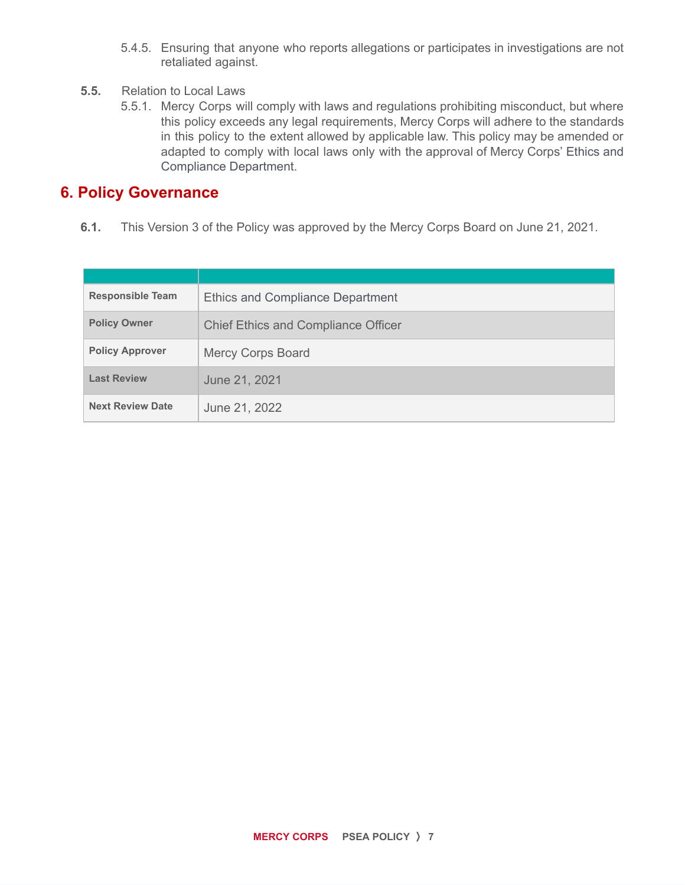5.4.5. Ensuring that anyone who reports allegations or participates in investigations are not retaliated against.

**5.5.** Relation to Local Laws

5.5.1. Mercy Corps will comply with laws and regulations prohibiting misconduct, but where this policy exceeds any legal requirements, Mercy Corps will adhere to the standards in this policy to the extent allowed by applicable law. This policy may be amended or adapted to comply with local laws only with the approval of Mercy Corps' Ethics and Compliance Department.

## 6. Policy Governance

**6.1.** This Version 3 of the Policy was approved by the Mercy Corps Board on June 21, 2021.

| | |
|---|---|
| **Responsible Team** | Ethics and Compliance Department |
| **Policy Owner** | Chief Ethics and Compliance Officer |
| **Policy Approver** | Mercy Corps Board |
| **Last Review** | June 21, 2021 |
| **Next Review Date** | June 21, 2022 |